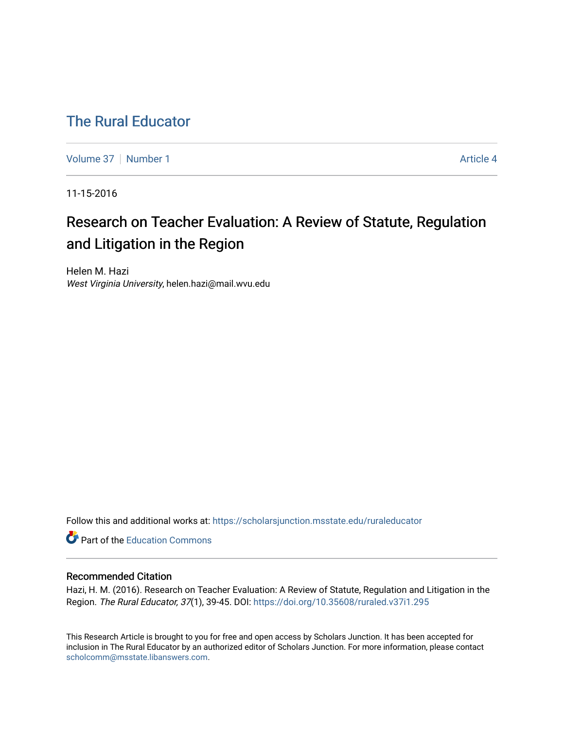# The Rural Educator

Volume 37 | Number 1 | Article 4

11-15-2016

## Research on Teacher Evaluation: A Review of Statute, Regulation and Litigation in the Region

Helen M. Hazi
*West Virginia University*, helen.hazi@mail.wvu.edu

Follow this and additional works at: https://scholarsjunction.msstate.edu/ruraleducator

Part of the Education Commons

### Recommended Citation

Hazi, H. M. (2016). Research on Teacher Evaluation: A Review of Statute, Regulation and Litigation in the Region. *The Rural Educator, 37*(1), 39-45. DOI: https://doi.org/10.35608/ruraled.v37i1.295

This Research Article is brought to you for free and open access by Scholars Junction. It has been accepted for inclusion in The Rural Educator by an authorized editor of Scholars Junction. For more information, please contact scholcomm@msstate.libanswers.com.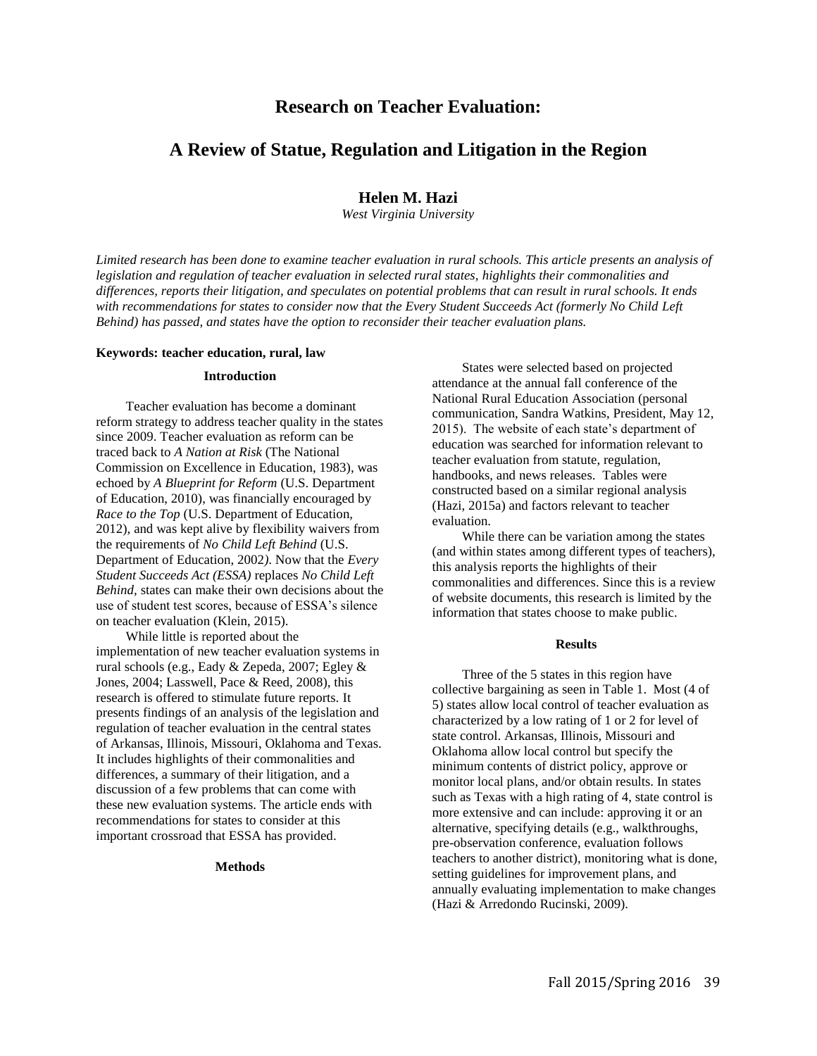# Research on Teacher Evaluation:

# A Review of Statue, Regulation and Litigation in the Region

**Helen M. Hazi**

*West Virginia University*

*Limited research has been done to examine teacher evaluation in rural schools. This article presents an analysis of legislation and regulation of teacher evaluation in selected rural states, highlights their commonalities and differences, reports their litigation, and speculates on potential problems that can result in rural schools. It ends with recommendations for states to consider now that the Every Student Succeeds Act (formerly No Child Left Behind) has passed, and states have the option to reconsider their teacher evaluation plans.*

**Keywords: teacher education, rural, law**

## Introduction

Teacher evaluation has become a dominant reform strategy to address teacher quality in the states since 2009. Teacher evaluation as reform can be traced back to *A Nation at Risk* (The National Commission on Excellence in Education, 1983), was echoed by *A Blueprint for Reform* (U.S. Department of Education, 2010), was financially encouraged by *Race to the Top* (U.S. Department of Education, 2012), and was kept alive by flexibility waivers from the requirements of *No Child Left Behind* (U.S. Department of Education, 2002*)*. Now that the *Every Student Succeeds Act (ESSA)* replaces *No Child Left Behind*, states can make their own decisions about the use of student test scores, because of ESSA's silence on teacher evaluation (Klein, 2015).

While little is reported about the implementation of new teacher evaluation systems in rural schools (e.g., Eady & Zepeda, 2007; Egley & Jones, 2004; Lasswell, Pace & Reed, 2008), this research is offered to stimulate future reports. It presents findings of an analysis of the legislation and regulation of teacher evaluation in the central states of Arkansas, Illinois, Missouri, Oklahoma and Texas. It includes highlights of their commonalities and differences, a summary of their litigation, and a discussion of a few problems that can come with these new evaluation systems. The article ends with recommendations for states to consider at this important crossroad that ESSA has provided.

## Methods

States were selected based on projected attendance at the annual fall conference of the National Rural Education Association (personal communication, Sandra Watkins, President, May 12, 2015). The website of each state's department of education was searched for information relevant to teacher evaluation from statute, regulation, handbooks, and news releases. Tables were constructed based on a similar regional analysis (Hazi, 2015a) and factors relevant to teacher evaluation.

While there can be variation among the states (and within states among different types of teachers), this analysis reports the highlights of their commonalities and differences. Since this is a review of website documents, this research is limited by the information that states choose to make public.

## Results

Three of the 5 states in this region have collective bargaining as seen in Table 1. Most (4 of 5) states allow local control of teacher evaluation as characterized by a low rating of 1 or 2 for level of state control. Arkansas, Illinois, Missouri and Oklahoma allow local control but specify the minimum contents of district policy, approve or monitor local plans, and/or obtain results. In states such as Texas with a high rating of 4, state control is more extensive and can include: approving it or an alternative, specifying details (e.g., walkthroughs, pre-observation conference, evaluation follows teachers to another district), monitoring what is done, setting guidelines for improvement plans, and annually evaluating implementation to make changes (Hazi & Arredondo Rucinski, 2009).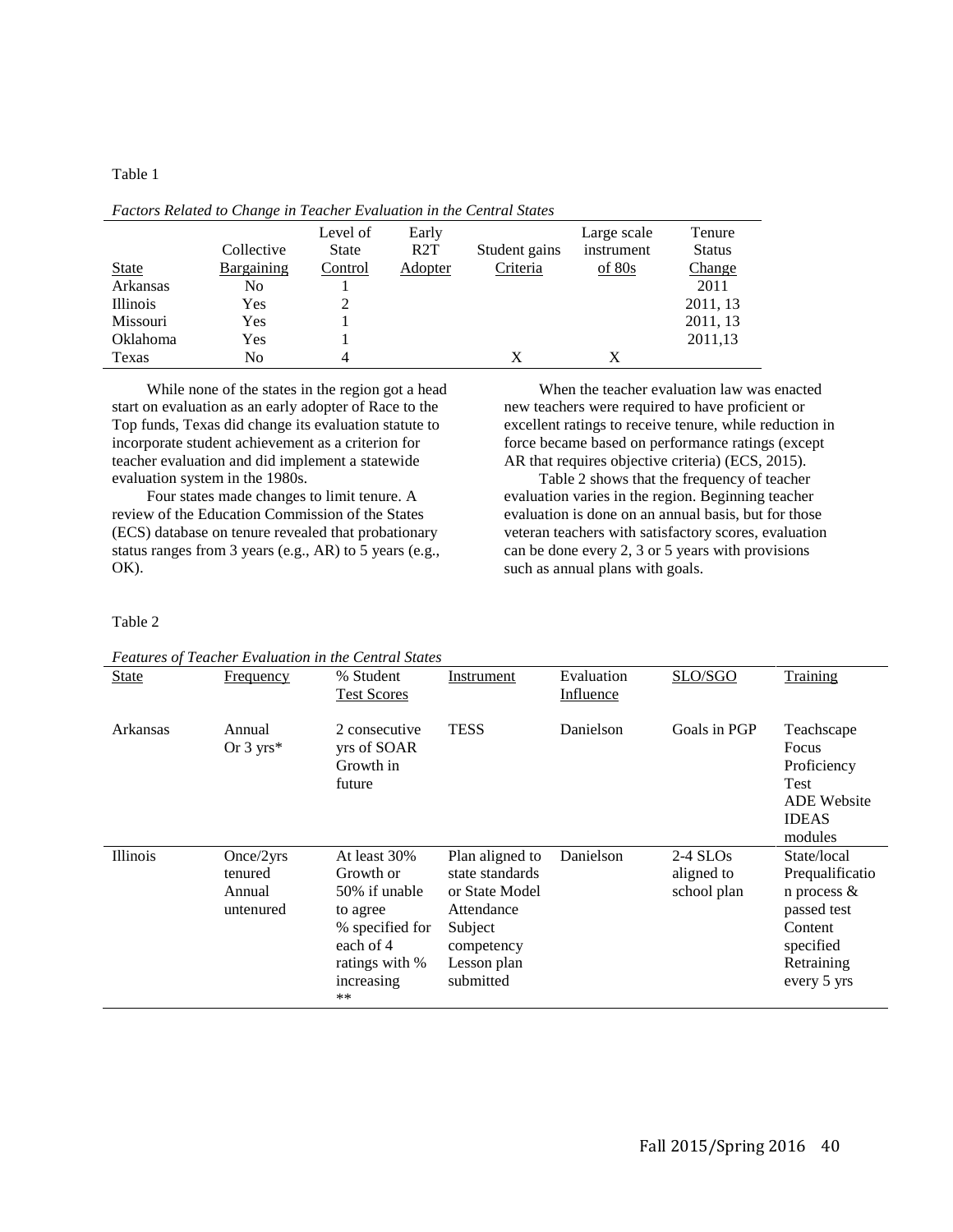Table 1

*Factors Related to Change in Teacher Evaluation in the Central States*

| State | Collective Bargaining | Level of State Control | Early R2T Adopter | Student gains Criteria | Large scale instrument of 80s | Tenure Status Change |
|---|---|---|---|---|---|---|
| Arkansas | No | 1 | | | | 2011 |
| Illinois | Yes | 2 | | | | 2011, 13 |
| Missouri | Yes | 1 | | | | 2011, 13 |
| Oklahoma | Yes | 1 | | | | 2011,13 |
| Texas | No | 4 | | X | X | |

While none of the states in the region got a head start on evaluation as an early adopter of Race to the Top funds, Texas did change its evaluation statute to incorporate student achievement as a criterion for teacher evaluation and did implement a statewide evaluation system in the 1980s.

Four states made changes to limit tenure. A review of the Education Commission of the States (ECS) database on tenure revealed that probationary status ranges from 3 years (e.g., AR) to 5 years (e.g., OK).

When the teacher evaluation law was enacted new teachers were required to have proficient or excellent ratings to receive tenure, while reduction in force became based on performance ratings (except AR that requires objective criteria) (ECS, 2015).

Table 2 shows that the frequency of teacher evaluation varies in the region. Beginning teacher evaluation is done on an annual basis, but for those veteran teachers with satisfactory scores, evaluation can be done every 2, 3 or 5 years with provisions such as annual plans with goals.

Table 2

*Features of Teacher Evaluation in the Central States*

| State | Frequency | % Student Test Scores | Instrument | Evaluation Influence | SLO/SGO | Training |
|---|---|---|---|---|---|---|
| Arkansas | Annual Or 3 yrs* | 2 consecutive yrs of SOAR Growth in future | TESS | Danielson | Goals in PGP | Teachscape Focus Proficiency Test ADE Website IDEAS modules |
| Illinois | Once/2yrs tenured Annual untenured | At least 30% Growth or 50% if unable to agree % specified for each of 4 ratings with % increasing ** | Plan aligned to state standards or State Model Attendance Subject competency Lesson plan submitted | Danielson | 2-4 SLOs aligned to school plan | State/local Prequalification process & passed test Content specified Retraining every 5 yrs |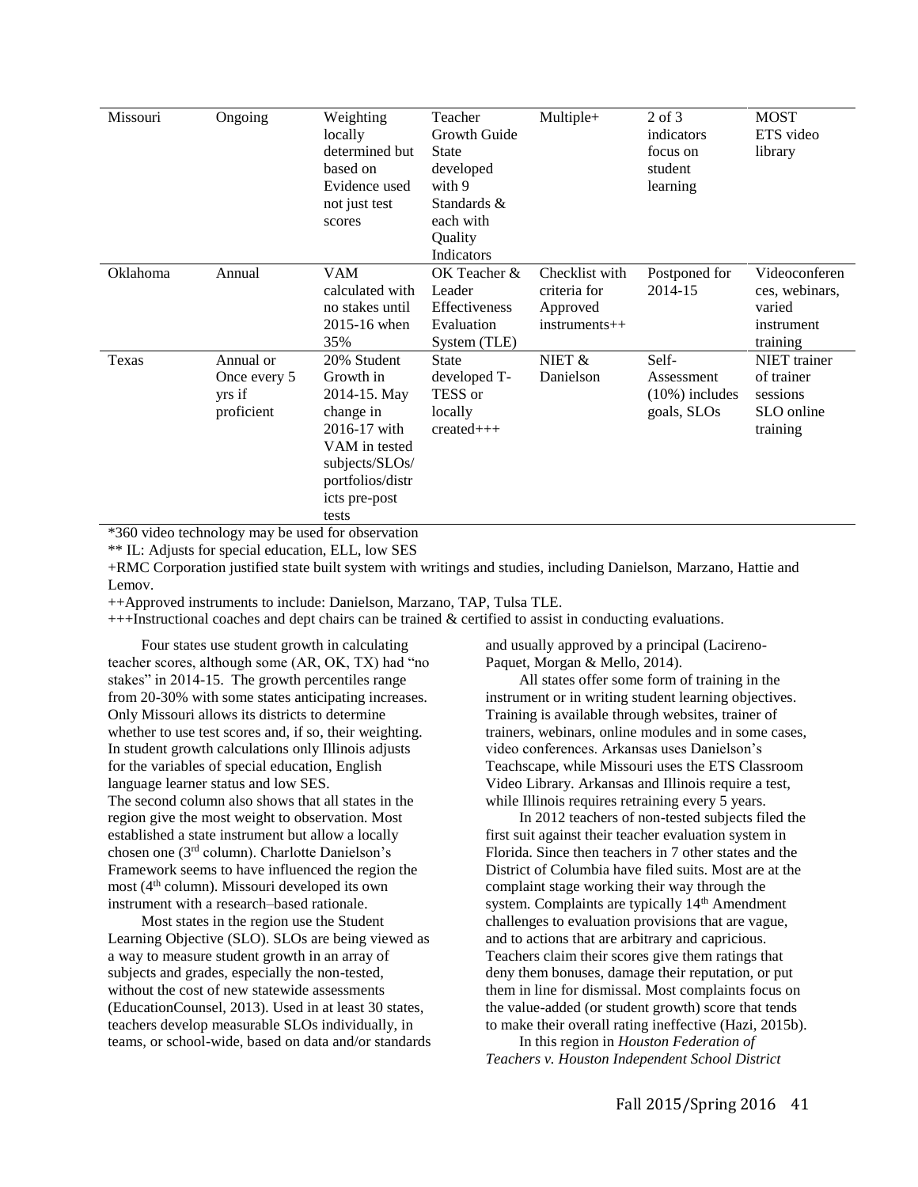| Missouri | Ongoing | Weighting locally determined but based on Evidence used not just test scores | Teacher Growth Guide State developed with 9 Standards & each with Quality Indicators | Multiple+ | 2 of 3 indicators focus on student learning | MOST ETS video library |
|---|---|---|---|---|---|---|
| Oklahoma | Annual | VAM calculated with no stakes until 2015-16 when 35% | OK Teacher & Leader Effectiveness Evaluation System (TLE) | Checklist with criteria for Approved instruments++ | Postponed for 2014-15 | Videoconferences, webinars, varied instrument training |
| Texas | Annual or Once every 5 yrs if proficient | 20% Student Growth in 2014-15. May change in 2016-17 with VAM in tested subjects/SLOs/ portfolios/districts pre-post tests | State developed T-TESS or locally created+++ | NIET & Danielson | Self-Assessment (10%) includes goals, SLOs | NIET trainer of trainer sessions SLO online training |

*360 video technology may be used for observation

** IL: Adjusts for special education, ELL, low SES

+RMC Corporation justified state built system with writings and studies, including Danielson, Marzano, Hattie and Lemov.

++Approved instruments to include: Danielson, Marzano, TAP, Tulsa TLE.

+++Instructional coaches and dept chairs can be trained & certified to assist in conducting evaluations.

Four states use student growth in calculating teacher scores, although some (AR, OK, TX) had "no stakes" in 2014-15. The growth percentiles range from 20-30% with some states anticipating increases. Only Missouri allows its districts to determine whether to use test scores and, if so, their weighting. In student growth calculations only Illinois adjusts for the variables of special education, English language learner status and low SES.

The second column also shows that all states in the region give the most weight to observation. Most established a state instrument but allow a locally chosen one (3rd column). Charlotte Danielson's Framework seems to have influenced the region the most (4th column). Missouri developed its own instrument with a research–based rationale.

Most states in the region use the Student Learning Objective (SLO). SLOs are being viewed as a way to measure student growth in an array of subjects and grades, especially the non-tested, without the cost of new statewide assessments (EducationCounsel, 2013). Used in at least 30 states, teachers develop measurable SLOs individually, in teams, or school-wide, based on data and/or standards and usually approved by a principal (Lacireno-Paquet, Morgan & Mello, 2014).

All states offer some form of training in the instrument or in writing student learning objectives. Training is available through websites, trainer of trainers, webinars, online modules and in some cases, video conferences. Arkansas uses Danielson's Teachscape, while Missouri uses the ETS Classroom Video Library. Arkansas and Illinois require a test, while Illinois requires retraining every 5 years.

In 2012 teachers of non-tested subjects filed the first suit against their teacher evaluation system in Florida. Since then teachers in 7 other states and the District of Columbia have filed suits. Most are at the complaint stage working their way through the system. Complaints are typically 14th Amendment challenges to evaluation provisions that are vague, and to actions that are arbitrary and capricious. Teachers claim their scores give them ratings that deny them bonuses, damage their reputation, or put them in line for dismissal. Most complaints focus on the value-added (or student growth) score that tends to make their overall rating ineffective (Hazi, 2015b).

In this region in *Houston Federation of Teachers v. Houston Independent School District*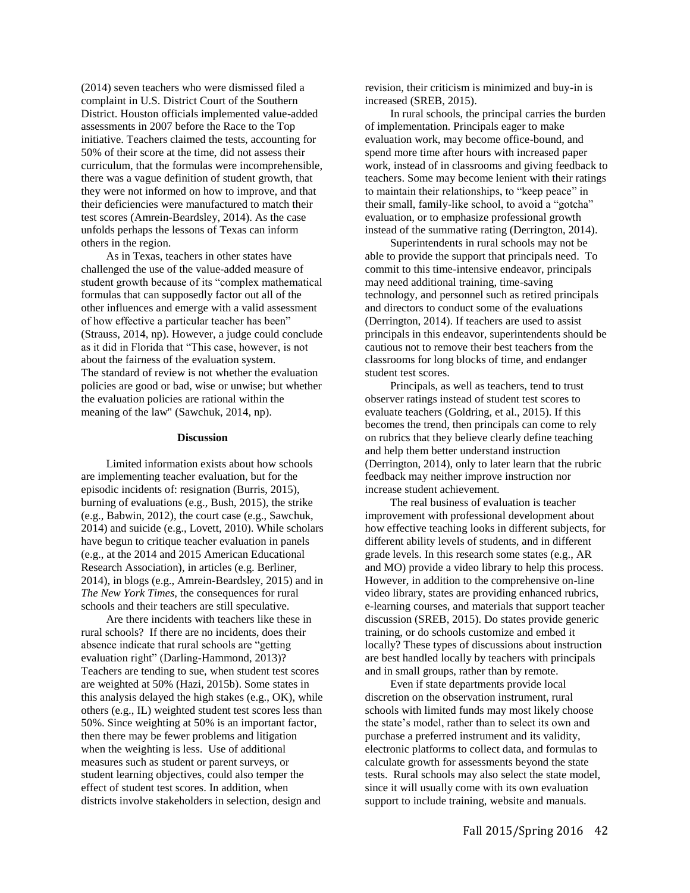(2014) seven teachers who were dismissed filed a complaint in U.S. District Court of the Southern District. Houston officials implemented value-added assessments in 2007 before the Race to the Top initiative. Teachers claimed the tests, accounting for 50% of their score at the time, did not assess their curriculum, that the formulas were incomprehensible, there was a vague definition of student growth, that they were not informed on how to improve, and that their deficiencies were manufactured to match their test scores (Amrein-Beardsley, 2014). As the case unfolds perhaps the lessons of Texas can inform others in the region.

As in Texas, teachers in other states have challenged the use of the value-added measure of student growth because of its "complex mathematical formulas that can supposedly factor out all of the other influences and emerge with a valid assessment of how effective a particular teacher has been" (Strauss, 2014, np). However, a judge could conclude as it did in Florida that "This case, however, is not about the fairness of the evaluation system. The standard of review is not whether the evaluation policies are good or bad, wise or unwise; but whether the evaluation policies are rational within the meaning of the law" (Sawchuk, 2014, np).

## Discussion

Limited information exists about how schools are implementing teacher evaluation, but for the episodic incidents of: resignation (Burris, 2015), burning of evaluations (e.g., Bush, 2015), the strike (e.g., Babwin, 2012), the court case (e.g., Sawchuk, 2014) and suicide (e.g., Lovett, 2010). While scholars have begun to critique teacher evaluation in panels (e.g., at the 2014 and 2015 American Educational Research Association), in articles (e.g. Berliner, 2014), in blogs (e.g., Amrein-Beardsley, 2015) and in *The New York Times*, the consequences for rural schools and their teachers are still speculative.

Are there incidents with teachers like these in rural schools? If there are no incidents, does their absence indicate that rural schools are "getting evaluation right" (Darling-Hammond, 2013)? Teachers are tending to sue, when student test scores are weighted at 50% (Hazi, 2015b). Some states in this analysis delayed the high stakes (e.g., OK), while others (e.g., IL) weighted student test scores less than 50%. Since weighting at 50% is an important factor, then there may be fewer problems and litigation when the weighting is less. Use of additional measures such as student or parent surveys, or student learning objectives, could also temper the effect of student test scores. In addition, when districts involve stakeholders in selection, design and revision, their criticism is minimized and buy-in is increased (SREB, 2015).

In rural schools, the principal carries the burden of implementation. Principals eager to make evaluation work, may become office-bound, and spend more time after hours with increased paper work, instead of in classrooms and giving feedback to teachers. Some may become lenient with their ratings to maintain their relationships, to "keep peace" in their small, family-like school, to avoid a "gotcha" evaluation, or to emphasize professional growth instead of the summative rating (Derrington, 2014).

Superintendents in rural schools may not be able to provide the support that principals need. To commit to this time-intensive endeavor, principals may need additional training, time-saving technology, and personnel such as retired principals and directors to conduct some of the evaluations (Derrington, 2014). If teachers are used to assist principals in this endeavor, superintendents should be cautious not to remove their best teachers from the classrooms for long blocks of time, and endanger student test scores.

Principals, as well as teachers, tend to trust observer ratings instead of student test scores to evaluate teachers (Goldring, et al., 2015). If this becomes the trend, then principals can come to rely on rubrics that they believe clearly define teaching and help them better understand instruction (Derrington, 2014), only to later learn that the rubric feedback may neither improve instruction nor increase student achievement.

The real business of evaluation is teacher improvement with professional development about how effective teaching looks in different subjects, for different ability levels of students, and in different grade levels. In this research some states (e.g., AR and MO) provide a video library to help this process. However, in addition to the comprehensive on-line video library, states are providing enhanced rubrics, e-learning courses, and materials that support teacher discussion (SREB, 2015). Do states provide generic training, or do schools customize and embed it locally? These types of discussions about instruction are best handled locally by teachers with principals and in small groups, rather than by remote.

Even if state departments provide local discretion on the observation instrument, rural schools with limited funds may most likely choose the state's model, rather than to select its own and purchase a preferred instrument and its validity, electronic platforms to collect data, and formulas to calculate growth for assessments beyond the state tests. Rural schools may also select the state model, since it will usually come with its own evaluation support to include training, website and manuals.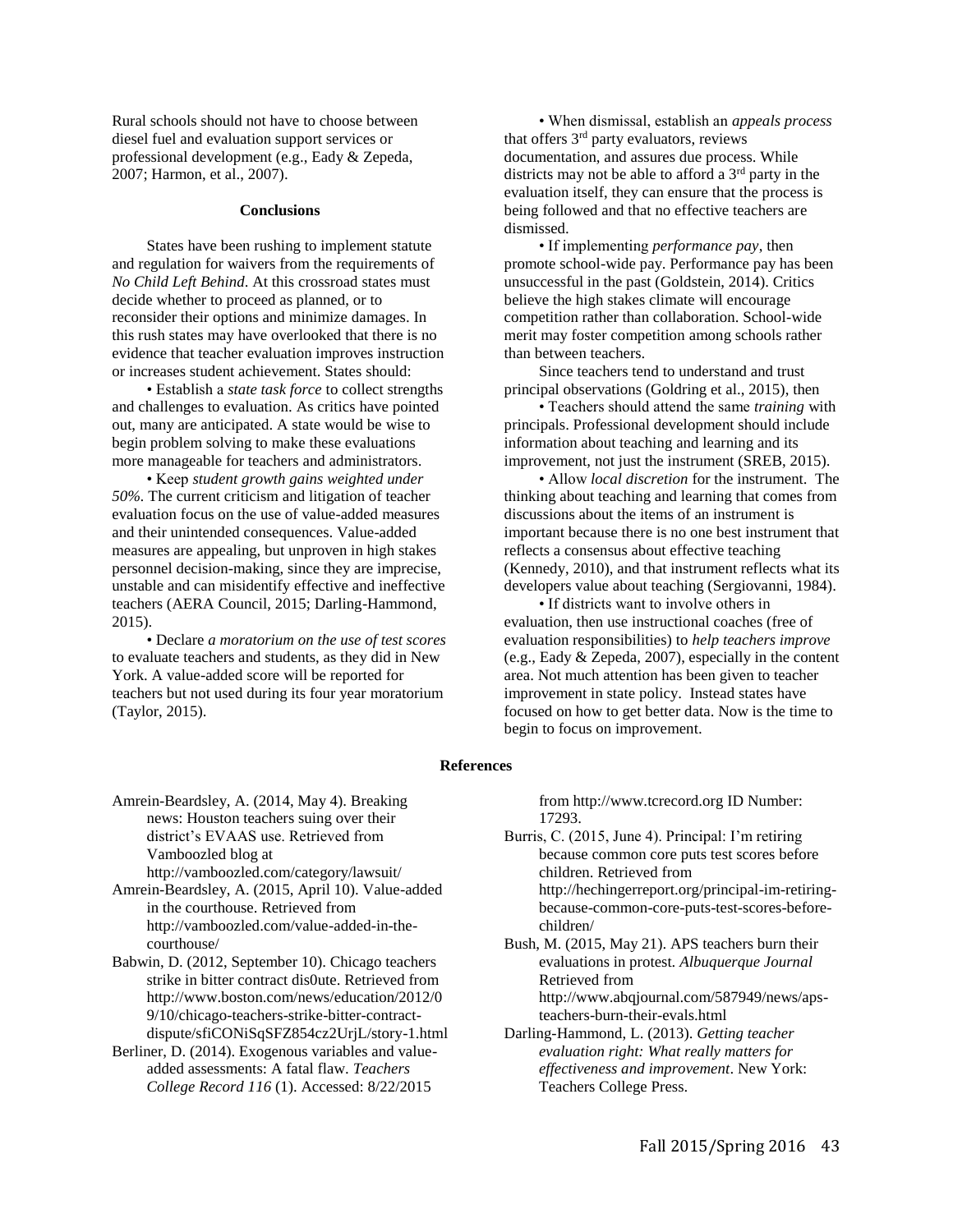Rural schools should not have to choose between diesel fuel and evaluation support services or professional development (e.g., Eady & Zepeda, 2007; Harmon, et al., 2007).

## Conclusions

States have been rushing to implement statute and regulation for waivers from the requirements of *No Child Left Behind*. At this crossroad states must decide whether to proceed as planned, or to reconsider their options and minimize damages. In this rush states may have overlooked that there is no evidence that teacher evaluation improves instruction or increases student achievement. States should:

• Establish a *state task force* to collect strengths and challenges to evaluation. As critics have pointed out, many are anticipated. A state would be wise to begin problem solving to make these evaluations more manageable for teachers and administrators.

• Keep *student growth gains weighted under 50%*. The current criticism and litigation of teacher evaluation focus on the use of value-added measures and their unintended consequences. Value-added measures are appealing, but unproven in high stakes personnel decision-making, since they are imprecise, unstable and can misidentify effective and ineffective teachers (AERA Council, 2015; Darling-Hammond, 2015).

• Declare *a moratorium on the use of test scores* to evaluate teachers and students, as they did in New York. A value-added score will be reported for teachers but not used during its four year moratorium (Taylor, 2015).

• When dismissal, establish an *appeals process* that offers 3rd party evaluators, reviews documentation, and assures due process. While districts may not be able to afford a 3rd party in the evaluation itself, they can ensure that the process is being followed and that no effective teachers are dismissed.

• If implementing *performance pay*, then promote school-wide pay. Performance pay has been unsuccessful in the past (Goldstein, 2014). Critics believe the high stakes climate will encourage competition rather than collaboration. School-wide merit may foster competition among schools rather than between teachers.

Since teachers tend to understand and trust principal observations (Goldring et al., 2015), then

• Teachers should attend the same *training* with principals. Professional development should include information about teaching and learning and its improvement, not just the instrument (SREB, 2015).

• Allow *local discretion* for the instrument. The thinking about teaching and learning that comes from discussions about the items of an instrument is important because there is no one best instrument that reflects a consensus about effective teaching (Kennedy, 2010), and that instrument reflects what its developers value about teaching (Sergiovanni, 1984).

• If districts want to involve others in evaluation, then use instructional coaches (free of evaluation responsibilities) to *help teachers improve* (e.g., Eady & Zepeda, 2007), especially in the content area. Not much attention has been given to teacher improvement in state policy. Instead states have focused on how to get better data. Now is the time to begin to focus on improvement.

## References

Amrein-Beardsley, A. (2014, May 4). Breaking news: Houston teachers suing over their district's EVAAS use. Retrieved from Vamboozled blog at http://vamboozled.com/category/lawsuit/

Amrein-Beardsley, A. (2015, April 10). Value-added in the courthouse. Retrieved from http://vamboozled.com/value-added-in-the-courthouse/

Babwin, D. (2012, September 10). Chicago teachers strike in bitter contract dis0ute. Retrieved from http://www.boston.com/news/education/2012/09/10/chicago-teachers-strike-bitter-contract-dispute/sfiCONiSqSFZ854cz2UrjL/story-1.html

Berliner, D. (2014). Exogenous variables and value-added assessments: A fatal flaw. *Teachers College Record 116* (1). Accessed: 8/22/2015 from http://www.tcrecord.org ID Number: 17293.

Burris, C. (2015, June 4). Principal: I'm retiring because common core puts test scores before children. Retrieved from http://hechingerreport.org/principal-im-retiring-because-common-core-puts-test-scores-before-children/

Bush, M. (2015, May 21). APS teachers burn their evaluations in protest. *Albuquerque Journal* Retrieved from http://www.abqjournal.com/587949/news/aps-teachers-burn-their-evals.html

Darling-Hammond, L. (2013). *Getting teacher evaluation right: What really matters for effectiveness and improvement*. New York: Teachers College Press.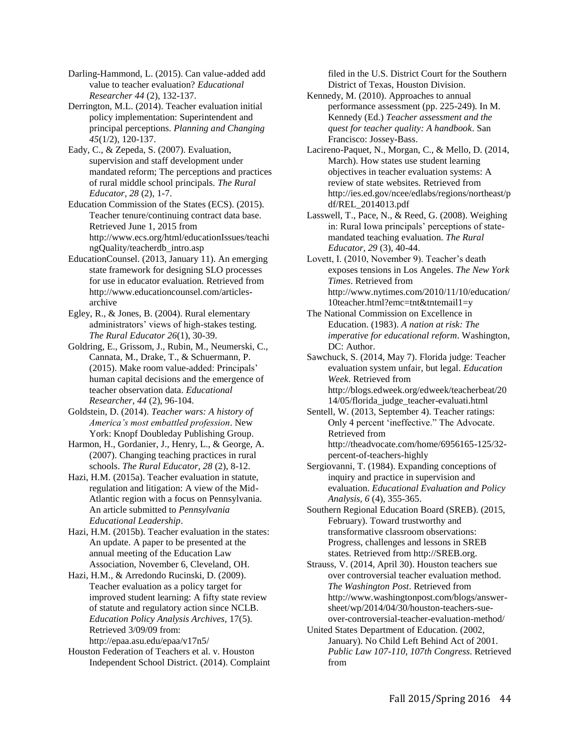Darling-Hammond, L. (2015). Can value-added add value to teacher evaluation? *Educational Researcher 44* (2), 132-137.

Derrington, M.L. (2014). Teacher evaluation initial policy implementation: Superintendent and principal perceptions. *Planning and Changing 45*(1/2), 120-137.

Eady, C., & Zepeda, S. (2007). Evaluation, supervision and staff development under mandated reform; The perceptions and practices of rural middle school principals. *The Rural Educator, 28* (2), 1-7.

Education Commission of the States (ECS). (2015). Teacher tenure/continuing contract data base. Retrieved June 1, 2015 from http://www.ecs.org/html/educationIssues/teachingQuality/teacherdb_intro.asp

EducationCounsel. (2013, January 11). An emerging state framework for designing SLO processes for use in educator evaluation. Retrieved from http://www.educationcounsel.com/articles-archive

Egley, R., & Jones, B. (2004). Rural elementary administrators' views of high-stakes testing. *The Rural Educator 26*(1), 30-39.

Goldring, E., Grissom, J., Rubin, M., Neumerski, C., Cannata, M., Drake, T., & Schuermann, P. (2015). Make room value-added: Principals' human capital decisions and the emergence of teacher observation data. *Educational Researcher, 44* (2), 96-104.

Goldstein, D. (2014). *Teacher wars: A history of America's most embattled profession*. New York: Knopf Doubleday Publishing Group.

Harmon, H., Gordanier, J., Henry, L., & George, A. (2007). Changing teaching practices in rural schools. *The Rural Educator, 28* (2), 8-12.

Hazi, H.M. (2015a). Teacher evaluation in statute, regulation and litigation: A view of the Mid-Atlantic region with a focus on Pennsylvania. An article submitted to *Pennsylvania Educational Leadership*.

Hazi, H.M. (2015b). Teacher evaluation in the states: An update. A paper to be presented at the annual meeting of the Education Law Association, November 6, Cleveland, OH.

Hazi, H.M., & Arredondo Rucinski, D. (2009). Teacher evaluation as a policy target for improved student learning: A fifty state review of statute and regulatory action since NCLB. *Education Policy Analysis Archives,* 17(5). Retrieved 3/09/09 from: http://epaa.asu.edu/epaa/v17n5/

Houston Federation of Teachers et al. v. Houston Independent School District. (2014). Complaint filed in the U.S. District Court for the Southern District of Texas, Houston Division.

Kennedy, M. (2010). Approaches to annual performance assessment (pp. 225-249). In M. Kennedy (Ed.) *Teacher assessment and the quest for teacher quality: A handbook*. San Francisco: Jossey-Bass.

Lacireno-Paquet, N., Morgan, C., & Mello, D. (2014, March). How states use student learning objectives in teacher evaluation systems: A review of state websites. Retrieved from http://ies.ed.gov/ncee/edlabs/regions/northeast/pdf/REL_2014013.pdf

Lasswell, T., Pace, N., & Reed, G. (2008). Weighing in: Rural Iowa principals' perceptions of state-mandated teaching evaluation. *The Rural Educator, 29* (3), 40-44.

Lovett, I. (2010, November 9). Teacher's death exposes tensions in Los Angeles. *The New York Times*. Retrieved from http://www.nytimes.com/2010/11/10/education/10teacher.html?emc=tnt&tntemail1=y

The National Commission on Excellence in Education. (1983). *A nation at risk: The imperative for educational reform*. Washington, DC: Author.

Sawchuck, S. (2014, May 7). Florida judge: Teacher evaluation system unfair, but legal. *Education Week*. Retrieved from http://blogs.edweek.org/edweek/teacherbeat/2014/05/florida_judge_teacher-evaluati.html

Sentell, W. (2013, September 4). Teacher ratings: Only 4 percent 'ineffective." The Advocate. Retrieved from http://theadvocate.com/home/6956165-125/32-percent-of-teachers-highly

Sergiovanni, T. (1984). Expanding conceptions of inquiry and practice in supervision and evaluation. *Educational Evaluation and Policy Analysis, 6* (4), 355-365.

Southern Regional Education Board (SREB). (2015, February). Toward trustworthy and transformative classroom observations: Progress, challenges and lessons in SREB states. Retrieved from http://SREB.org.

Strauss, V. (2014, April 30). Houston teachers sue over controversial teacher evaluation method. *The Washington Post*. Retrieved from http://www.washingtonpost.com/blogs/answer-sheet/wp/2014/04/30/houston-teachers-sue-over-controversial-teacher-evaluation-method/

United States Department of Education. (2002, January). No Child Left Behind Act of 2001. *Public Law 107-110, 107th Congress*. Retrieved from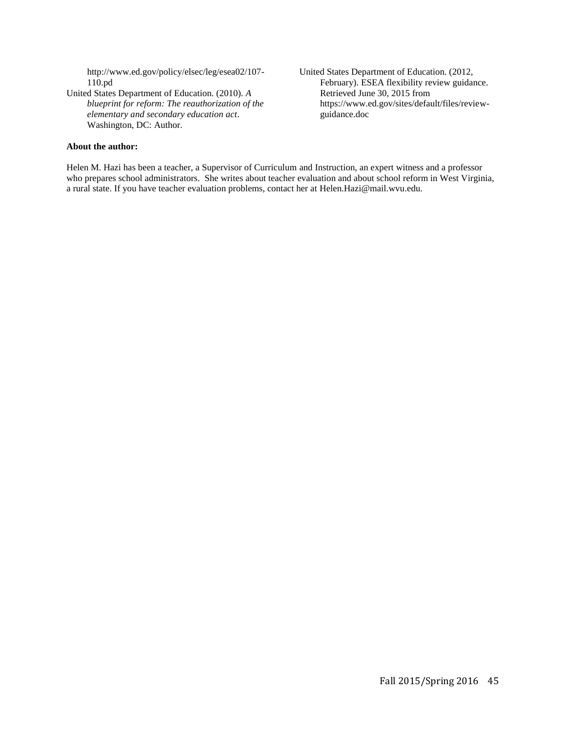http://www.ed.gov/policy/elsec/leg/esea02/107-110.pd

United States Department of Education. (2010). *A blueprint for reform: The reauthorization of the elementary and secondary education act*. Washington, DC: Author.

United States Department of Education. (2012, February). ESEA flexibility review guidance. Retrieved June 30, 2015 from https://www.ed.gov/sites/default/files/review-guidance.doc

**About the author:**

Helen M. Hazi has been a teacher, a Supervisor of Curriculum and Instruction, an expert witness and a professor who prepares school administrators. She writes about teacher evaluation and about school reform in West Virginia, a rural state. If you have teacher evaluation problems, contact her at Helen.Hazi@mail.wvu.edu.